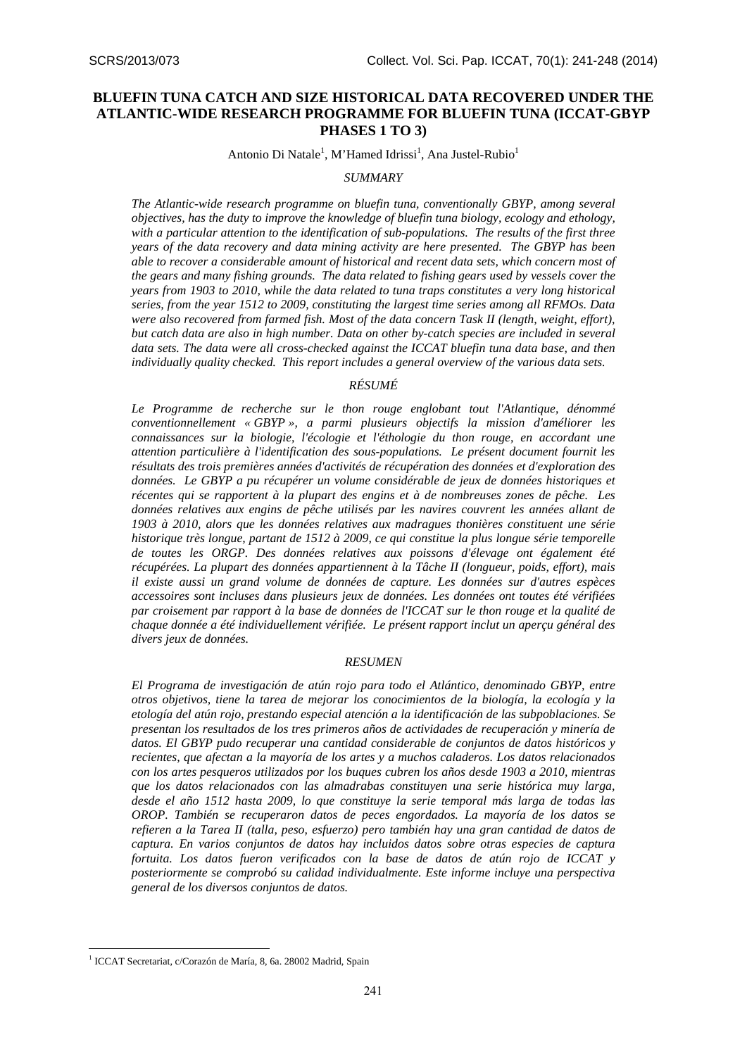# BLUEFIN TUNA CATCH AND SIZE HISTORICAL DATA RECOVERED UNDER THE ATLANTIC-WIDE RESEARCH PROGRAMME FOR BLUEFIN TUNA (ICCAT-GBYP PHASES 1 TO 3)

Antonio Di Natale[1], M'Hamed Idrissi[1], Ana Justel-Rubio[1]

## *SUMMARY*

*The Atlantic-wide research programme on bluefin tuna, conventionally GBYP, among several objectives, has the duty to improve the knowledge of bluefin tuna biology, ecology and ethology, with a particular attention to the identification of sub-populations. The results of the first three years of the data recovery and data mining activity are here presented. The GBYP has been able to recover a considerable amount of historical and recent data sets, which concern most of the gears and many fishing grounds. The data related to fishing gears used by vessels cover the years from 1903 to 2010, while the data related to tuna traps constitutes a very long historical series, from the year 1512 to 2009, constituting the largest time series among all RFMOs. Data were also recovered from farmed fish. Most of the data concern Task II (length, weight, effort), but catch data are also in high number. Data on other by-catch species are included in several data sets. The data were all cross-checked against the ICCAT bluefin tuna data base, and then individually quality checked. This report includes a general overview of the various data sets.*

## *RÉSUMÉ*

*Le Programme de recherche sur le thon rouge englobant tout l'Atlantique, dénommé conventionnellement « GBYP », a parmi plusieurs objectifs la mission d'améliorer les connaissances sur la biologie, l'écologie et l'éthologie du thon rouge, en accordant une attention particulière à l'identification des sous-populations. Le présent document fournit les résultats des trois premières années d'activités de récupération des données et d'exploration des données. Le GBYP a pu récupérer un volume considérable de jeux de données historiques et récentes qui se rapportent à la plupart des engins et à de nombreuses zones de pêche. Les données relatives aux engins de pêche utilisés par les navires couvrent les années allant de 1903 à 2010, alors que les données relatives aux madragues thonières constituent une série historique très longue, partant de 1512 à 2009, ce qui constitue la plus longue série temporelle de toutes les ORGP. Des données relatives aux poissons d'élevage ont également été récupérées. La plupart des données appartiennent à la Tâche II (longueur, poids, effort), mais il existe aussi un grand volume de données de capture. Les données sur d'autres espèces accessoires sont incluses dans plusieurs jeux de données. Les données ont toutes été vérifiées par croisement par rapport à la base de données de l'ICCAT sur le thon rouge et la qualité de chaque donnée a été individuellement vérifiée. Le présent rapport inclut un aperçu général des divers jeux de données.*

## *RESUMEN*

*El Programa de investigación de atún rojo para todo el Atlántico, denominado GBYP, entre otros objetivos, tiene la tarea de mejorar los conocimientos de la biología, la ecología y la etología del atún rojo, prestando especial atención a la identificación de las subpoblaciones. Se presentan los resultados de los tres primeros años de actividades de recuperación y minería de datos. El GBYP pudo recuperar una cantidad considerable de conjuntos de datos históricos y recientes, que afectan a la mayoría de los artes y a muchos caladeros. Los datos relacionados con los artes pesqueros utilizados por los buques cubren los años desde 1903 a 2010, mientras que los datos relacionados con las almadrabas constituyen una serie histórica muy larga, desde el año 1512 hasta 2009, lo que constituye la serie temporal más larga de todas las OROP. También se recuperaron datos de peces engordados. La mayoría de los datos se refieren a la Tarea II (talla, peso, esfuerzo) pero también hay una gran cantidad de datos de captura. En varios conjuntos de datos hay incluidos datos sobre otras especies de captura fortuita. Los datos fueron verificados con la base de datos de atún rojo de ICCAT y posteriormente se comprobó su calidad individualmente. Este informe incluye una perspectiva general de los diversos conjuntos de datos.*

---

[1] ICCAT Secretariat, c/Corazón de María, 8, 6a. 28002 Madrid, Spain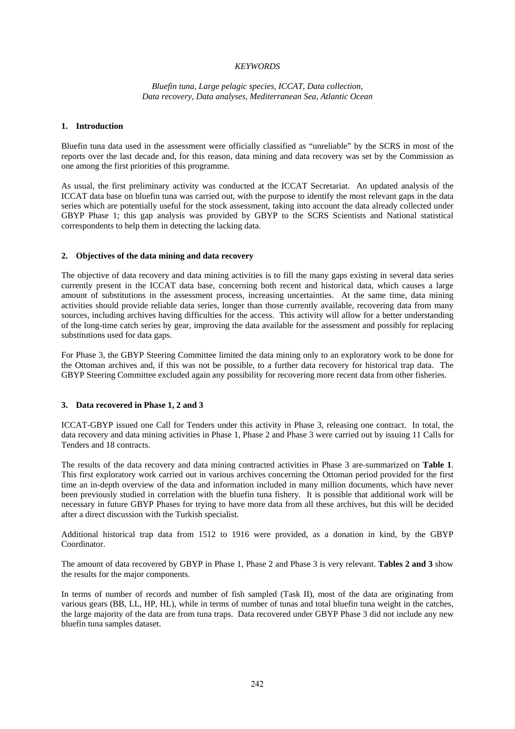*KEYWORDS*

*Bluefin tuna, Large pelagic species, ICCAT, Data collection, Data recovery, Data analyses, Mediterranean Sea, Atlantic Ocean*

## 1. Introduction

Bluefin tuna data used in the assessment were officially classified as "unreliable" by the SCRS in most of the reports over the last decade and, for this reason, data mining and data recovery was set by the Commission as one among the first priorities of this programme.

As usual, the first preliminary activity was conducted at the ICCAT Secretariat. An updated analysis of the ICCAT data base on bluefin tuna was carried out, with the purpose to identify the most relevant gaps in the data series which are potentially useful for the stock assessment, taking into account the data already collected under GBYP Phase 1; this gap analysis was provided by GBYP to the SCRS Scientists and National statistical correspondents to help them in detecting the lacking data.

## 2. Objectives of the data mining and data recovery

The objective of data recovery and data mining activities is to fill the many gaps existing in several data series currently present in the ICCAT data base, concerning both recent and historical data, which causes a large amount of substitutions in the assessment process, increasing uncertainties. At the same time, data mining activities should provide reliable data series, longer than those currently available, recovering data from many sources, including archives having difficulties for the access. This activity will allow for a better understanding of the long-time catch series by gear, improving the data available for the assessment and possibly for replacing substitutions used for data gaps.

For Phase 3, the GBYP Steering Committee limited the data mining only to an exploratory work to be done for the Ottoman archives and, if this was not be possible, to a further data recovery for historical trap data. The GBYP Steering Committee excluded again any possibility for recovering more recent data from other fisheries.

## 3. Data recovered in Phase 1, 2 and 3

ICCAT-GBYP issued one Call for Tenders under this activity in Phase 3, releasing one contract. In total, the data recovery and data mining activities in Phase 1, Phase 2 and Phase 3 were carried out by issuing 11 Calls for Tenders and 18 contracts.

The results of the data recovery and data mining contracted activities in Phase 3 are summarized on **Table 1**. This first exploratory work carried out in various archives concerning the Ottoman period provided for the first time an in-depth overview of the data and information included in many million documents, which have never been previously studied in correlation with the bluefin tuna fishery. It is possible that additional work will be necessary in future GBYP Phases for trying to have more data from all these archives, but this will be decided after a direct discussion with the Turkish specialist.

Additional historical trap data from 1512 to 1916 were provided, as a donation in kind, by the GBYP Coordinator.

The amount of data recovered by GBYP in Phase 1, Phase 2 and Phase 3 is very relevant. **Tables 2 and 3** show the results for the major components.

In terms of number of records and number of fish sampled (Task II), most of the data are originating from various gears (BB, LL, HP, HL), while in terms of number of tunas and total bluefin tuna weight in the catches, the large majority of the data are from tuna traps. Data recovered under GBYP Phase 3 did not include any new bluefin tuna samples dataset.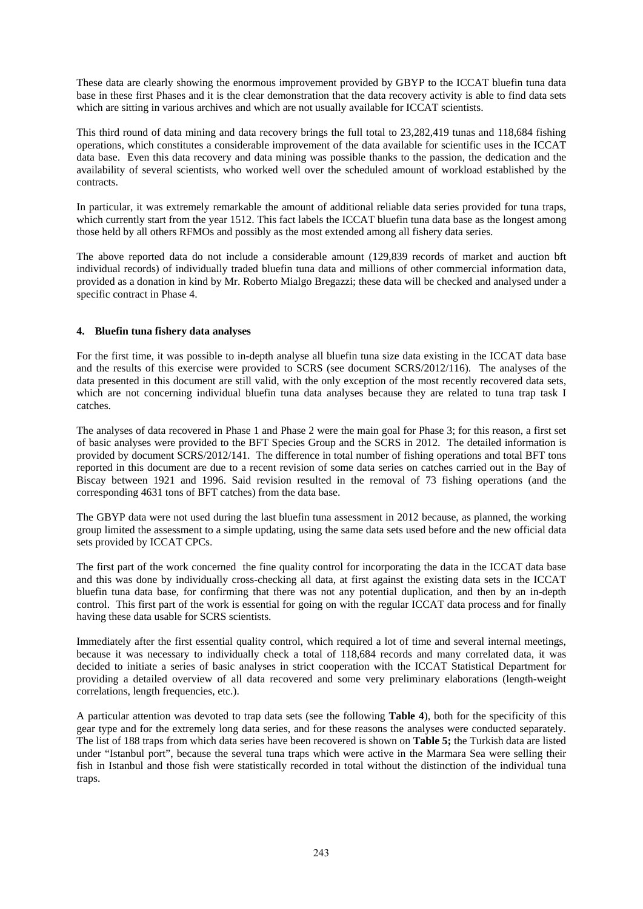These data are clearly showing the enormous improvement provided by GBYP to the ICCAT bluefin tuna data base in these first Phases and it is the clear demonstration that the data recovery activity is able to find data sets which are sitting in various archives and which are not usually available for ICCAT scientists.

This third round of data mining and data recovery brings the full total to 23,282,419 tunas and 118,684 fishing operations, which constitutes a considerable improvement of the data available for scientific uses in the ICCAT data base. Even this data recovery and data mining was possible thanks to the passion, the dedication and the availability of several scientists, who worked well over the scheduled amount of workload established by the contracts.

In particular, it was extremely remarkable the amount of additional reliable data series provided for tuna traps, which currently start from the year 1512. This fact labels the ICCAT bluefin tuna data base as the longest among those held by all others RFMOs and possibly as the most extended among all fishery data series.

The above reported data do not include a considerable amount (129,839 records of market and auction bft individual records) of individually traded bluefin tuna data and millions of other commercial information data, provided as a donation in kind by Mr. Roberto Mialgo Bregazzi; these data will be checked and analysed under a specific contract in Phase 4.

## 4. Bluefin tuna fishery data analyses

For the first time, it was possible to in-depth analyse all bluefin tuna size data existing in the ICCAT data base and the results of this exercise were provided to SCRS (see document SCRS/2012/116). The analyses of the data presented in this document are still valid, with the only exception of the most recently recovered data sets, which are not concerning individual bluefin tuna data analyses because they are related to tuna trap task I catches.

The analyses of data recovered in Phase 1 and Phase 2 were the main goal for Phase 3; for this reason, a first set of basic analyses were provided to the BFT Species Group and the SCRS in 2012. The detailed information is provided by document SCRS/2012/141. The difference in total number of fishing operations and total BFT tons reported in this document are due to a recent revision of some data series on catches carried out in the Bay of Biscay between 1921 and 1996. Said revision resulted in the removal of 73 fishing operations (and the corresponding 4631 tons of BFT catches) from the data base.

The GBYP data were not used during the last bluefin tuna assessment in 2012 because, as planned, the working group limited the assessment to a simple updating, using the same data sets used before and the new official data sets provided by ICCAT CPCs.

The first part of the work concerned the fine quality control for incorporating the data in the ICCAT data base and this was done by individually cross-checking all data, at first against the existing data sets in the ICCAT bluefin tuna data base, for confirming that there was not any potential duplication, and then by an in-depth control. This first part of the work is essential for going on with the regular ICCAT data process and for finally having these data usable for SCRS scientists.

Immediately after the first essential quality control, which required a lot of time and several internal meetings, because it was necessary to individually check a total of 118,684 records and many correlated data, it was decided to initiate a series of basic analyses in strict cooperation with the ICCAT Statistical Department for providing a detailed overview of all data recovered and some very preliminary elaborations (length-weight correlations, length frequencies, etc.).

A particular attention was devoted to trap data sets (see the following **Table 4**), both for the specificity of this gear type and for the extremely long data series, and for these reasons the analyses were conducted separately. The list of 188 traps from which data series have been recovered is shown on **Table 5;** the Turkish data are listed under "Istanbul port", because the several tuna traps which were active in the Marmara Sea were selling their fish in Istanbul and those fish were statistically recorded in total without the distinction of the individual tuna traps.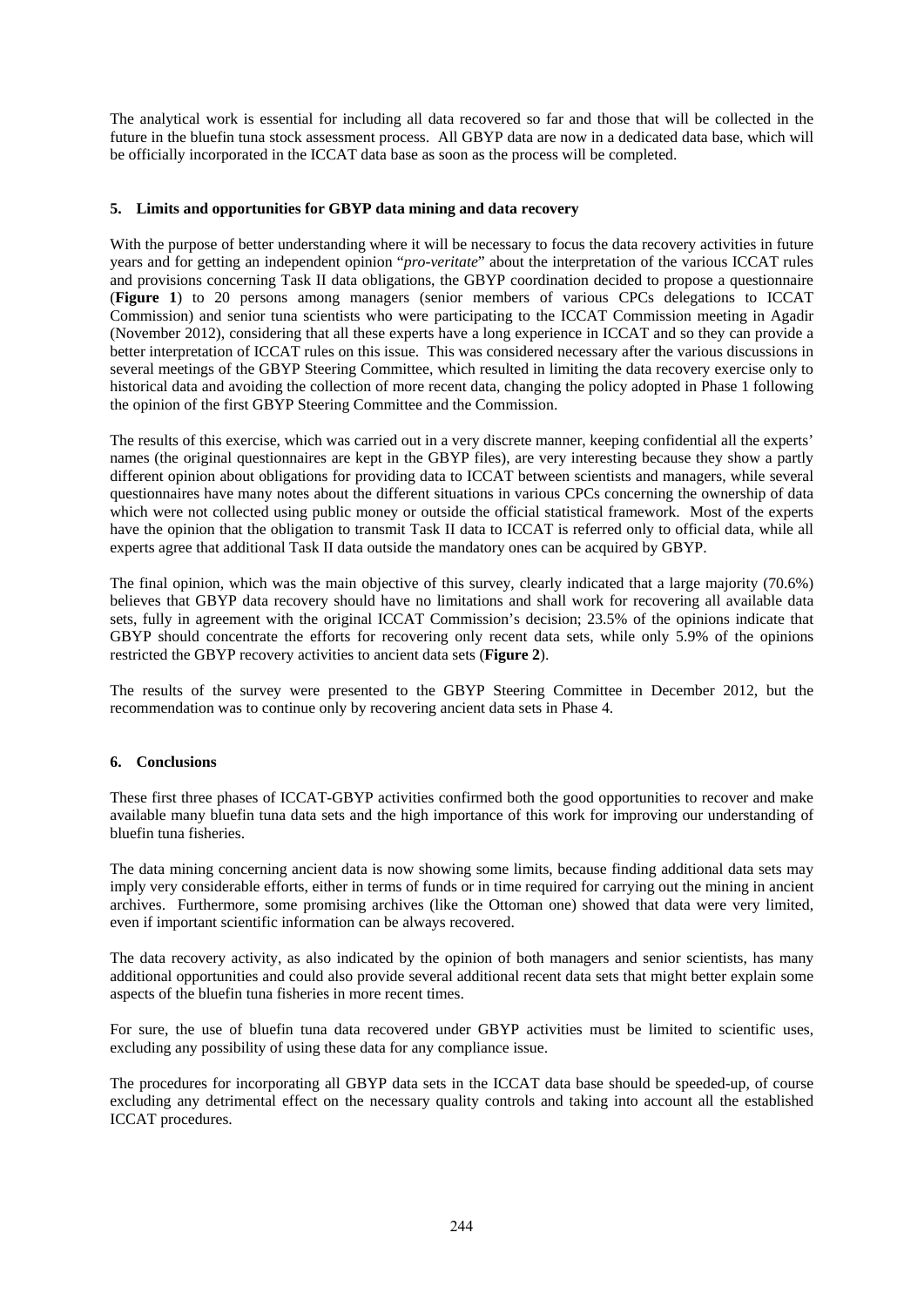The analytical work is essential for including all data recovered so far and those that will be collected in the future in the bluefin tuna stock assessment process. All GBYP data are now in a dedicated data base, which will be officially incorporated in the ICCAT data base as soon as the process will be completed.

## 5. Limits and opportunities for GBYP data mining and data recovery

With the purpose of better understanding where it will be necessary to focus the data recovery activities in future years and for getting an independent opinion "*pro-veritate*" about the interpretation of the various ICCAT rules and provisions concerning Task II data obligations, the GBYP coordination decided to propose a questionnaire (**Figure 1**) to 20 persons among managers (senior members of various CPCs delegations to ICCAT Commission) and senior tuna scientists who were participating to the ICCAT Commission meeting in Agadir (November 2012), considering that all these experts have a long experience in ICCAT and so they can provide a better interpretation of ICCAT rules on this issue. This was considered necessary after the various discussions in several meetings of the GBYP Steering Committee, which resulted in limiting the data recovery exercise only to historical data and avoiding the collection of more recent data, changing the policy adopted in Phase 1 following the opinion of the first GBYP Steering Committee and the Commission.

The results of this exercise, which was carried out in a very discrete manner, keeping confidential all the experts' names (the original questionnaires are kept in the GBYP files), are very interesting because they show a partly different opinion about obligations for providing data to ICCAT between scientists and managers, while several questionnaires have many notes about the different situations in various CPCs concerning the ownership of data which were not collected using public money or outside the official statistical framework. Most of the experts have the opinion that the obligation to transmit Task II data to ICCAT is referred only to official data, while all experts agree that additional Task II data outside the mandatory ones can be acquired by GBYP.

The final opinion, which was the main objective of this survey, clearly indicated that a large majority (70.6%) believes that GBYP data recovery should have no limitations and shall work for recovering all available data sets, fully in agreement with the original ICCAT Commission's decision; 23.5% of the opinions indicate that GBYP should concentrate the efforts for recovering only recent data sets, while only 5.9% of the opinions restricted the GBYP recovery activities to ancient data sets (**Figure 2**).

The results of the survey were presented to the GBYP Steering Committee in December 2012, but the recommendation was to continue only by recovering ancient data sets in Phase 4.

## 6. Conclusions

These first three phases of ICCAT-GBYP activities confirmed both the good opportunities to recover and make available many bluefin tuna data sets and the high importance of this work for improving our understanding of bluefin tuna fisheries.

The data mining concerning ancient data is now showing some limits, because finding additional data sets may imply very considerable efforts, either in terms of funds or in time required for carrying out the mining in ancient archives. Furthermore, some promising archives (like the Ottoman one) showed that data were very limited, even if important scientific information can be always recovered.

The data recovery activity, as also indicated by the opinion of both managers and senior scientists, has many additional opportunities and could also provide several additional recent data sets that might better explain some aspects of the bluefin tuna fisheries in more recent times.

For sure, the use of bluefin tuna data recovered under GBYP activities must be limited to scientific uses, excluding any possibility of using these data for any compliance issue.

The procedures for incorporating all GBYP data sets in the ICCAT data base should be speeded-up, of course excluding any detrimental effect on the necessary quality controls and taking into account all the established ICCAT procedures.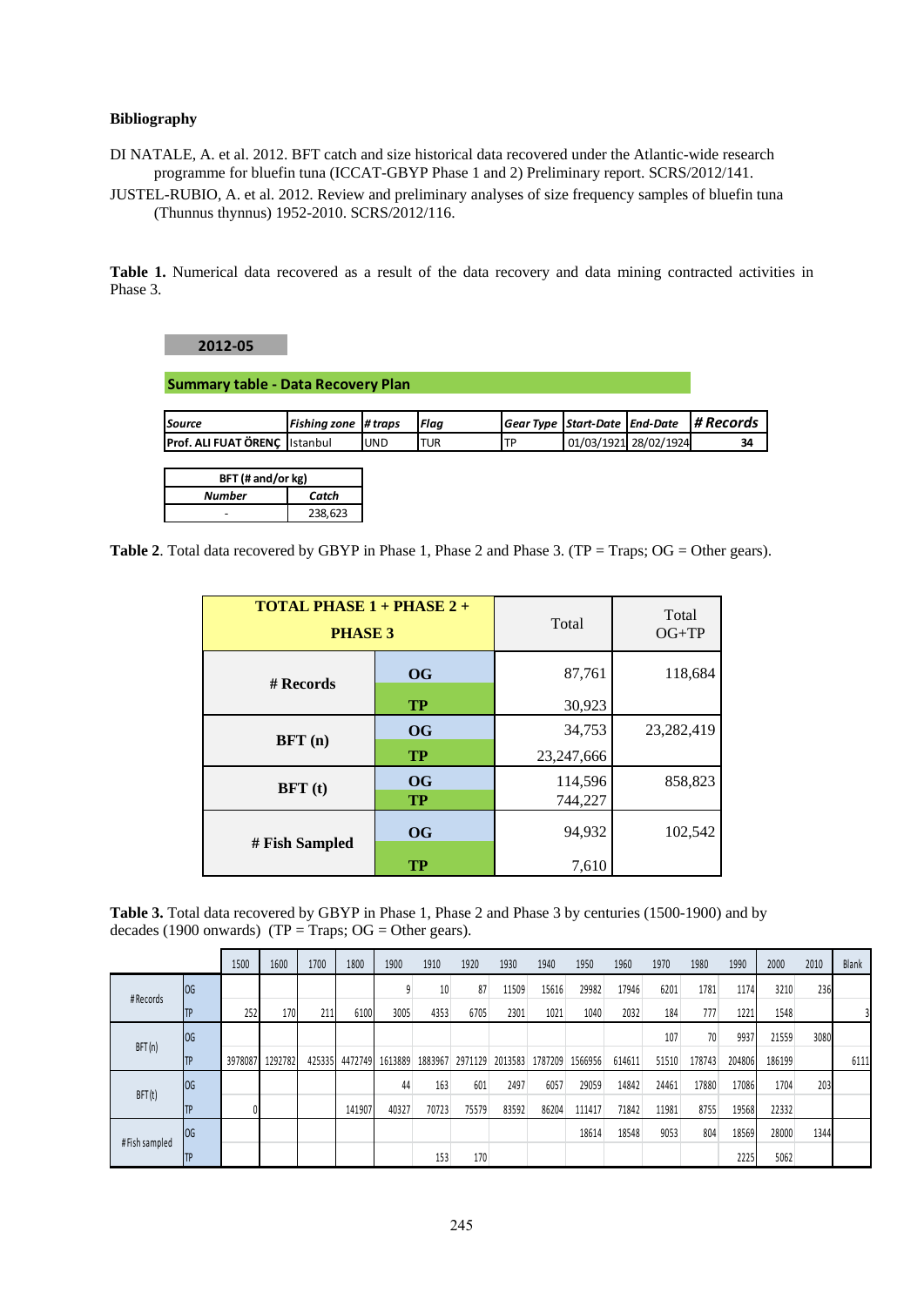**Bibliography**

DI NATALE, A. et al. 2012. BFT catch and size historical data recovered under the Atlantic-wide research programme for bluefin tuna (ICCAT-GBYP Phase 1 and 2) Preliminary report. SCRS/2012/141.

JUSTEL-RUBIO, A. et al. 2012. Review and preliminary analyses of size frequency samples of bluefin tuna (Thunnus thynnus) 1952-2010. SCRS/2012/116.

**Table 1.** Numerical data recovered as a result of the data recovery and data mining contracted activities in Phase 3.

**2012-05**

**Summary table - Data Recovery Plan**

| *Source* | *Fishing zone* | *# traps* | *Flag* | *Gear Type* | *Start-Date* | *End-Date* | *# Records* |
|---|---|---|---|---|---|---|---|
| **Prof. ALI FUAT ÖRENÇ** | Istanbul | UND | TUR | TP | 01/03/1921 | 28/02/1924 | **34** |

| BFT (# and/or kg) | |
|---|---|
| *Number* | *Catch* |
| - | 238,623 |

**Table 2**. Total data recovered by GBYP in Phase 1, Phase 2 and Phase 3. (TP = Traps; OG = Other gears).

| **TOTAL PHASE 1 + PHASE 2 + PHASE 3** | | Total | Total OG+TP |
|---|---|---|---|
| **# Records** | **OG** | 87,761 | 118,684 |
| | **TP** | 30,923 | |
| **BFT (n)** | **OG** | 34,753 | 23,282,419 |
| | **TP** | 23,247,666 | |
| **BFT (t)** | **OG** | 114,596 | 858,823 |
| | **TP** | 744,227 | |
| **# Fish Sampled** | **OG** | 94,932 | 102,542 |
| | **TP** | 7,610 | |

**Table 3.** Total data recovered by GBYP in Phase 1, Phase 2 and Phase 3 by centuries (1500-1900) and by decades (1900 onwards) (TP = Traps; OG = Other gears).

| | | 1500 | 1600 | 1700 | 1800 | 1900 | 1910 | 1920 | 1930 | 1940 | 1950 | 1960 | 1970 | 1980 | 1990 | 2000 | 2010 | Blank |
|---|---|---|---|---|---|---|---|---|---|---|---|---|---|---|---|---|---|---|
| #Records | OG | | | | | 9 | 10 | 87 | 11509 | 15616 | 29982 | 17946 | 6201 | 1781 | 1174 | 3210 | 236 | |
| | TP | 252 | 170 | 211 | 6100 | 3005 | 4353 | 6705 | 2301 | 1021 | 1040 | 2032 | 184 | 777 | 1221 | 1548 | | 3 |
| BFT(n) | OG | | | | | | | | | | | | 107 | 70 | 9937 | 21559 | 3080 | |
| | TP | 3978087 | 1292782 | 425335 | 4472749 | 1613889 | 1883967 | 2971129 | 2013583 | 1787209 | 1566956 | 614611 | 51510 | 178743 | 204806 | 186199 | | 6111 |
| BFT(t) | OG | | | | | 44 | 163 | 601 | 2497 | 6057 | 29059 | 14842 | 24461 | 17880 | 17086 | 1704 | 203 | |
| | TP | 0 | | | 141907 | 40327 | 70723 | 75579 | 83592 | 86204 | 111417 | 71842 | 11981 | 8755 | 19568 | 22332 | | |
| #Fish sampled | OG | | | | | | | | | | 18614 | 18548 | 9053 | 804 | 18569 | 28000 | 1344 | |
| | TP | | | | | | 153 | 170 | | | | | | | 2225 | 5062 | | |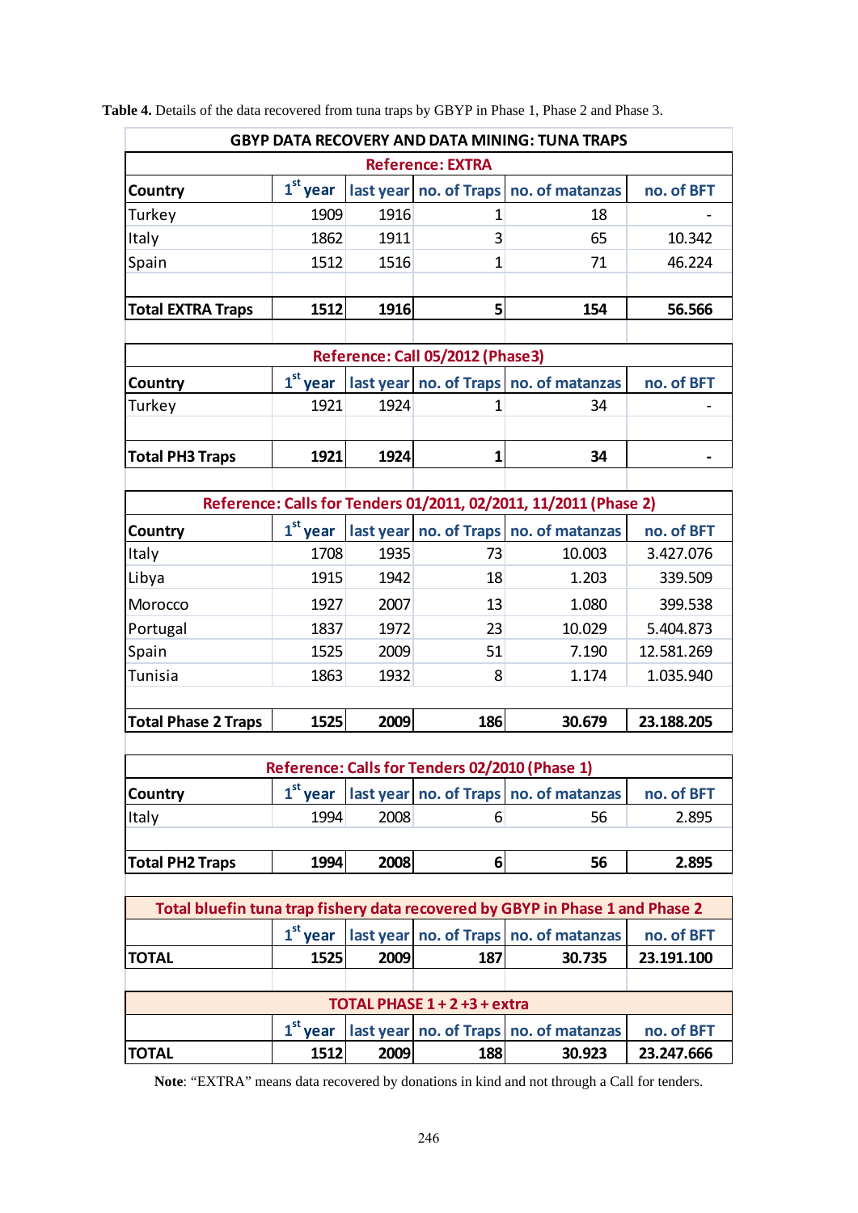**Table 4.** Details of the data recovered from tuna traps by GBYP in Phase 1, Phase 2 and Phase 3.

| GBYP DATA RECOVERY AND DATA MINING: TUNA TRAPS | | | | | |
|---|---|---|---|---|---|
| **Reference: EXTRA** | | | | | |
| **Country** | **1st year** | **last year** | **no. of Traps** | **no. of matanzas** | **no. of BFT** |
| Turkey | 1909 | 1916 | 1 | 18 | - |
| Italy | 1862 | 1911 | 3 | 65 | 10.342 |
| Spain | 1512 | 1516 | 1 | 71 | 46.224 |
| **Total EXTRA Traps** | **1512** | **1916** | **5** | **154** | **56.566** |
| **Reference: Call 05/2012 (Phase3)** | | | | | |
| **Country** | **1st year** | **last year** | **no. of Traps** | **no. of matanzas** | **no. of BFT** |
| Turkey | 1921 | 1924 | 1 | 34 | - |
| **Total PH3 Traps** | **1921** | **1924** | **1** | **34** | **-** |
| **Reference: Calls for Tenders 01/2011, 02/2011, 11/2011 (Phase 2)** | | | | | |
| **Country** | **1st year** | **last year** | **no. of Traps** | **no. of matanzas** | **no. of BFT** |
| Italy | 1708 | 1935 | 73 | 10.003 | 3.427.076 |
| Libya | 1915 | 1942 | 18 | 1.203 | 339.509 |
| Morocco | 1927 | 2007 | 13 | 1.080 | 399.538 |
| Portugal | 1837 | 1972 | 23 | 10.029 | 5.404.873 |
| Spain | 1525 | 2009 | 51 | 7.190 | 12.581.269 |
| Tunisia | 1863 | 1932 | 8 | 1.174 | 1.035.940 |
| **Total Phase 2 Traps** | **1525** | **2009** | **186** | **30.679** | **23.188.205** |
| **Reference: Calls for Tenders 02/2010 (Phase 1)** | | | | | |
| **Country** | **1st year** | **last year** | **no. of Traps** | **no. of matanzas** | **no. of BFT** |
| Italy | 1994 | 2008 | 6 | 56 | 2.895 |
| **Total PH2 Traps** | **1994** | **2008** | **6** | **56** | **2.895** |
| **Total bluefin tuna trap fishery data recovered by GBYP in Phase 1 and Phase 2** | | | | | |
| | **1st year** | **last year** | **no. of Traps** | **no. of matanzas** | **no. of BFT** |
| **TOTAL** | **1525** | **2009** | **187** | **30.735** | **23.191.100** |
| **TOTAL PHASE 1 + 2 +3 + extra** | | | | | |
| | **1st year** | **last year** | **no. of Traps** | **no. of matanzas** | **no. of BFT** |
| **TOTAL** | **1512** | **2009** | **188** | **30.923** | **23.247.666** |

**Note**: "EXTRA" means data recovered by donations in kind and not through a Call for tenders.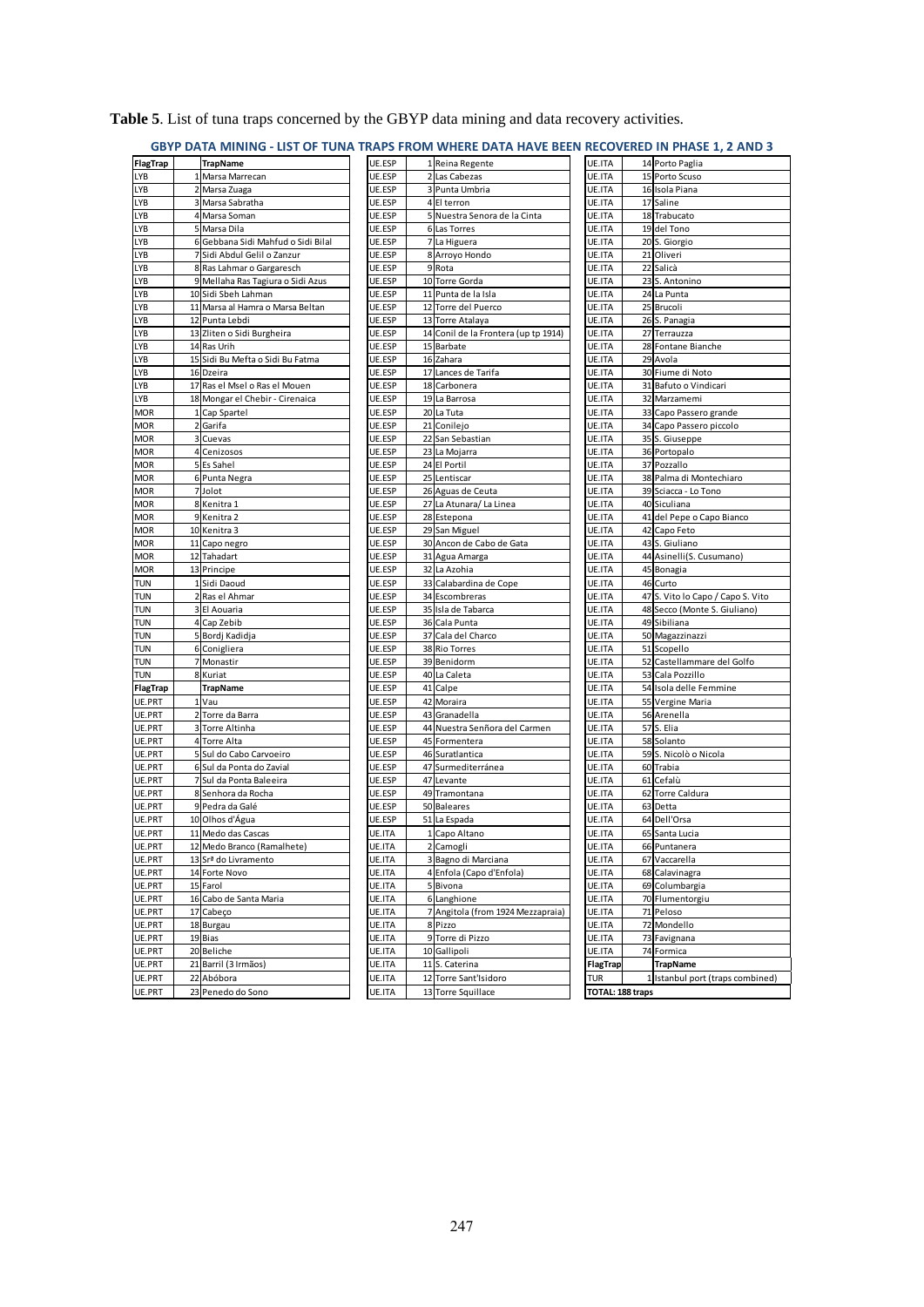**Table 5**. List of tuna traps concerned by the GBYP data mining and data recovery activities.

**GBYP DATA MINING - LIST OF TUNA TRAPS FROM WHERE DATA HAVE BEEN RECOVERED IN PHASE 1, 2 AND 3**

| FlagTrap | | TrapName |
|---|---|---|
| LYB | 1 | Marsa Marrecan |
| LYB | 2 | Marsa Zuaga |
| LYB | 3 | Marsa Sabratha |
| LYB | 4 | Marsa Soman |
| LYB | 5 | Marsa Dila |
| LYB | 6 | Gebbana Sidi Mahfud o Sidi Bilal |
| LYB | 7 | Sidi Abdul Gelil o Zanzur |
| LYB | 8 | Ras Lahmar o Gargaresch |
| LYB | 9 | Mellaha Ras Tagiura o Sidi Azus |
| LYB | 10 | Sidi Sbeh Lahman |
| LYB | 11 | Marsa al Hamra o Marsa Beltan |
| LYB | 12 | Punta Lebdi |
| LYB | 13 | Zliten o Sidi Burgheira |
| LYB | 14 | Ras Urih |
| LYB | 15 | Sidi Bu Mefta o Sidi Bu Fatma |
| LYB | 16 | Dzeira |
| LYB | 17 | Ras el Msel o Ras el Mouen |
| LYB | 18 | Mongar el Chebir - Cirenaica |
| MOR | 1 | Cap Spartel |
| MOR | 2 | Garifa |
| MOR | 3 | Cuevas |
| MOR | 4 | Cenizosos |
| MOR | 5 | Es Sahel |
| MOR | 6 | Punta Negra |
| MOR | 7 | Jolot |
| MOR | 8 | Kenitra 1 |
| MOR | 9 | Kenitra 2 |
| MOR | 10 | Kenitra 3 |
| MOR | 11 | Capo negro |
| MOR | 12 | Tahadart |
| MOR | 13 | Principe |
| TUN | 1 | Sidi Daoud |
| TUN | 2 | Ras el Ahmar |
| TUN | 3 | El Aouaria |
| TUN | 4 | Cap Zebib |
| TUN | 5 | Bordj Kadidja |
| TUN | 6 | Conigliera |
| TUN | 7 | Monastir |
| TUN | 8 | Kuriat |
| **FlagTrap** | | **TrapName** |
| UE.PRT | 1 | Vau |
| UE.PRT | 2 | Torre da Barra |
| UE.PRT | 3 | Torre Altinha |
| UE.PRT | 4 | Torre Alta |
| UE.PRT | 5 | Sul do Cabo Carvoeiro |
| UE.PRT | 6 | Sul da Ponta do Zavial |
| UE.PRT | 7 | Sul da Ponta Baleeira |
| UE.PRT | 8 | Senhora da Rocha |
| UE.PRT | 9 | Pedra da Galé |
| UE.PRT | 10 | Olhos d'Água |
| UE.PRT | 11 | Medo das Cascas |
| UE.PRT | 12 | Medo Branco (Ramalhete) |
| UE.PRT | 13 | Srª do Livramento |
| UE.PRT | 14 | Forte Novo |
| UE.PRT | 15 | Farol |
| UE.PRT | 16 | Cabo de Santa Maria |
| UE.PRT | 17 | Cabeço |
| UE.PRT | 18 | Burgau |
| UE.PRT | 19 | Bias |
| UE.PRT | 20 | Beliche |
| UE.PRT | 21 | Barril (3 Irmãos) |
| UE.PRT | 22 | Abóbora |
| UE.PRT | 23 | Penedo do Sono |
| UE.ESP | 1 | Reina Regente |
| UE.ESP | 2 | Las Cabezas |
| UE.ESP | 3 | Punta Umbria |
| UE.ESP | 4 | El terron |
| UE.ESP | 5 | Nuestra Senora de la Cinta |
| UE.ESP | 6 | Las Torres |
| UE.ESP | 7 | La Higuera |
| UE.ESP | 8 | Arroyo Hondo |
| UE.ESP | 9 | Rota |
| UE.ESP | 10 | Torre Gorda |
| UE.ESP | 11 | Punta de la Isla |
| UE.ESP | 12 | Torre del Puerco |
| UE.ESP | 13 | Torre Atalaya |
| UE.ESP | 14 | Conil de la Frontera (up tp 1914) |
| UE.ESP | 15 | Barbate |
| UE.ESP | 16 | Zahara |
| UE.ESP | 17 | Lances de Tarifa |
| UE.ESP | 18 | Carbonera |
| UE.ESP | 19 | La Barrosa |
| UE.ESP | 20 | La Tuta |
| UE.ESP | 21 | Conilejo |
| UE.ESP | 22 | San Sebastian |
| UE.ESP | 23 | La Mojarra |
| UE.ESP | 24 | El Portil |
| UE.ESP | 25 | Lentiscar |
| UE.ESP | 26 | Aguas de Ceuta |
| UE.ESP | 27 | La Atunara/ La Linea |
| UE.ESP | 28 | Estepona |
| UE.ESP | 29 | San Miguel |
| UE.ESP | 30 | Ancon de Cabo de Gata |
| UE.ESP | 31 | Agua Amarga |
| UE.ESP | 32 | La Azohia |
| UE.ESP | 33 | Calabardina de Cope |
| UE.ESP | 34 | Escombreras |
| UE.ESP | 35 | Isla de Tabarca |
| UE.ESP | 36 | Cala Punta |
| UE.ESP | 37 | Cala del Charco |
| UE.ESP | 38 | Rio Torres |
| UE.ESP | 39 | Benidorm |
| UE.ESP | 40 | La Caleta |
| UE.ESP | 41 | Calpe |
| UE.ESP | 42 | Moraira |
| UE.ESP | 43 | Granadella |
| UE.ESP | 44 | Nuestra Senñora del Carmen |
| UE.ESP | 45 | Formentera |
| UE.ESP | 46 | Suratlantica |
| UE.ESP | 47 | Surmediterránea |
| UE.ESP | 47 | Levante |
| UE.ESP | 49 | Tramontana |
| UE.ESP | 50 | Baleares |
| UE.ESP | 51 | La Espada |
| UE.ITA | 1 | Capo Altano |
| UE.ITA | 2 | Camogli |
| UE.ITA | 3 | Bagno di Marciana |
| UE.ITA | 4 | Enfola (Capo d'Enfola) |
| UE.ITA | 5 | Bivona |
| UE.ITA | 6 | Langhione |
| UE.ITA | 7 | Angitola (from 1924 Mezzapraia) |
| UE.ITA | 8 | Pizzo |
| UE.ITA | 9 | Torre di Pizzo |
| UE.ITA | 10 | Gallipoli |
| UE.ITA | 11 | S. Caterina |
| UE.ITA | 12 | Torre Sant'Isidoro |
| UE.ITA | 13 | Torre Squillace |
| UE.ITA | 14 | Porto Paglia |
| UE.ITA | 15 | Porto Scuso |
| UE.ITA | 16 | Isola Piana |
| UE.ITA | 17 | Saline |
| UE.ITA | 18 | Trabucato |
| UE.ITA | 19 | del Tono |
| UE.ITA | 20 | S. Giorgio |
| UE.ITA | 21 | Oliveri |
| UE.ITA | 22 | Salicà |
| UE.ITA | 23 | S. Antonino |
| UE.ITA | 24 | La Punta |
| UE.ITA | 25 | Brucoli |
| UE.ITA | 26 | S. Panagia |
| UE.ITA | 27 | Terrauzza |
| UE.ITA | 28 | Fontane Bianche |
| UE.ITA | 29 | Avola |
| UE.ITA | 30 | Fiume di Noto |
| UE.ITA | 31 | Bafuto o Vindicari |
| UE.ITA | 32 | Marzamemi |
| UE.ITA | 33 | Capo Passero grande |
| UE.ITA | 34 | Capo Passero piccolo |
| UE.ITA | 35 | S. Giuseppe |
| UE.ITA | 36 | Portopalo |
| UE.ITA | 37 | Pozzallo |
| UE.ITA | 38 | Palma di Montechiaro |
| UE.ITA | 39 | Sciacca - Lo Tono |
| UE.ITA | 40 | Siculiana |
| UE.ITA | 41 | del Pepe o Capo Bianco |
| UE.ITA | 42 | Capo Feto |
| UE.ITA | 43 | S. Giuliano |
| UE.ITA | 44 | Asinelli(S. Cusumano) |
| UE.ITA | 45 | Bonagia |
| UE.ITA | 46 | Curto |
| UE.ITA | 47 | S. Vito lo Capo / Capo S. Vito |
| UE.ITA | 48 | Secco (Monte S. Giuliano) |
| UE.ITA | 49 | Sibiliana |
| UE.ITA | 50 | Magazzinazzi |
| UE.ITA | 51 | Scopello |
| UE.ITA | 52 | Castellammare del Golfo |
| UE.ITA | 53 | Cala Pozzillo |
| UE.ITA | 54 | Isola delle Femmine |
| UE.ITA | 55 | Vergine Maria |
| UE.ITA | 56 | Arenella |
| UE.ITA | 57 | S. Elia |
| UE.ITA | 58 | Solanto |
| UE.ITA | 59 | S. Nicolò o Nicola |
| UE.ITA | 60 | Trabia |
| UE.ITA | 61 | Cefalù |
| UE.ITA | 62 | Torre Caldura |
| UE.ITA | 63 | Detta |
| UE.ITA | 64 | Dell'Orsa |
| UE.ITA | 65 | Santa Lucia |
| UE.ITA | 66 | Puntanera |
| UE.ITA | 67 | Vaccarella |
| UE.ITA | 68 | Calavinagra |
| UE.ITA | 69 | Columbargia |
| UE.ITA | 70 | Flumentorgiu |
| UE.ITA | 71 | Peloso |
| UE.ITA | 72 | Mondello |
| UE.ITA | 73 | Favignana |
| UE.ITA | 74 | Formica |
| **FlagTrap** | | **TrapName** |
| TUR | 1 | Istanbul port (traps combined) |
| **TOTAL: 188 traps** | | |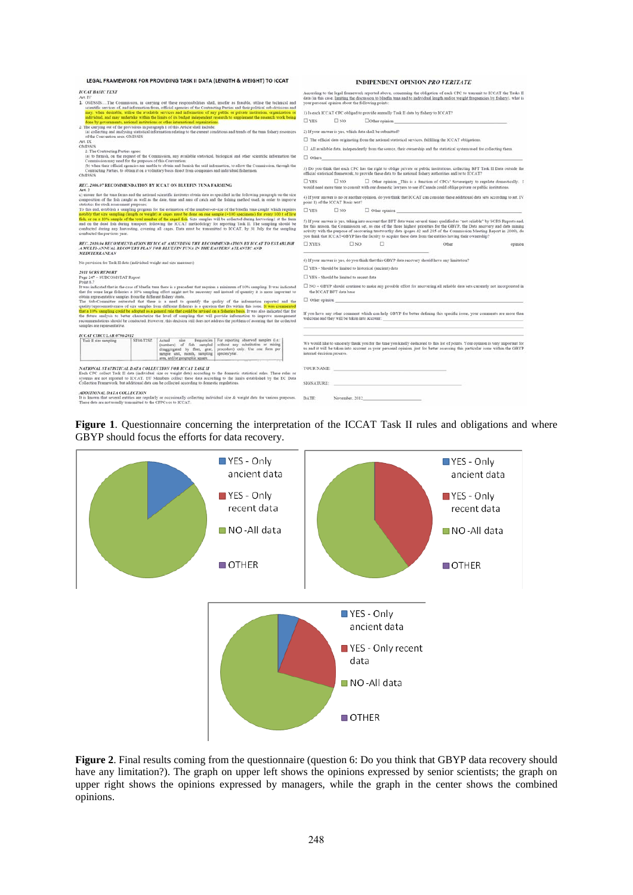LEGAL FRAMEWORK FOR PROVIDING TASK II DATA (LENGTH & WEIGHT) TO ICCAT

INDIPENDENT OPINION *PRO VERITATE*

**Figure 1**. Questionnaire concerning the interpretation of the ICCAT Task II rules and obligations and where GBYP should focus the efforts for data recovery.

YES - Only ancient data

YES - Only recent data

NO -All data

OTHER

YES - Only ancient data

YES - Only recent data

NO -All data

OTHER

YES - Only ancient data

YES - Only recent data

NO -All data

OTHER

**Figure 2**. Final results coming from the questionnaire (question 6: Do you think that GBYP data recovery should have any limitation?). The graph on upper left shows the opinions expressed by senior scientists; the graph on upper right shows the opinions expressed by managers, while the graph in the center shows the combined opinions.